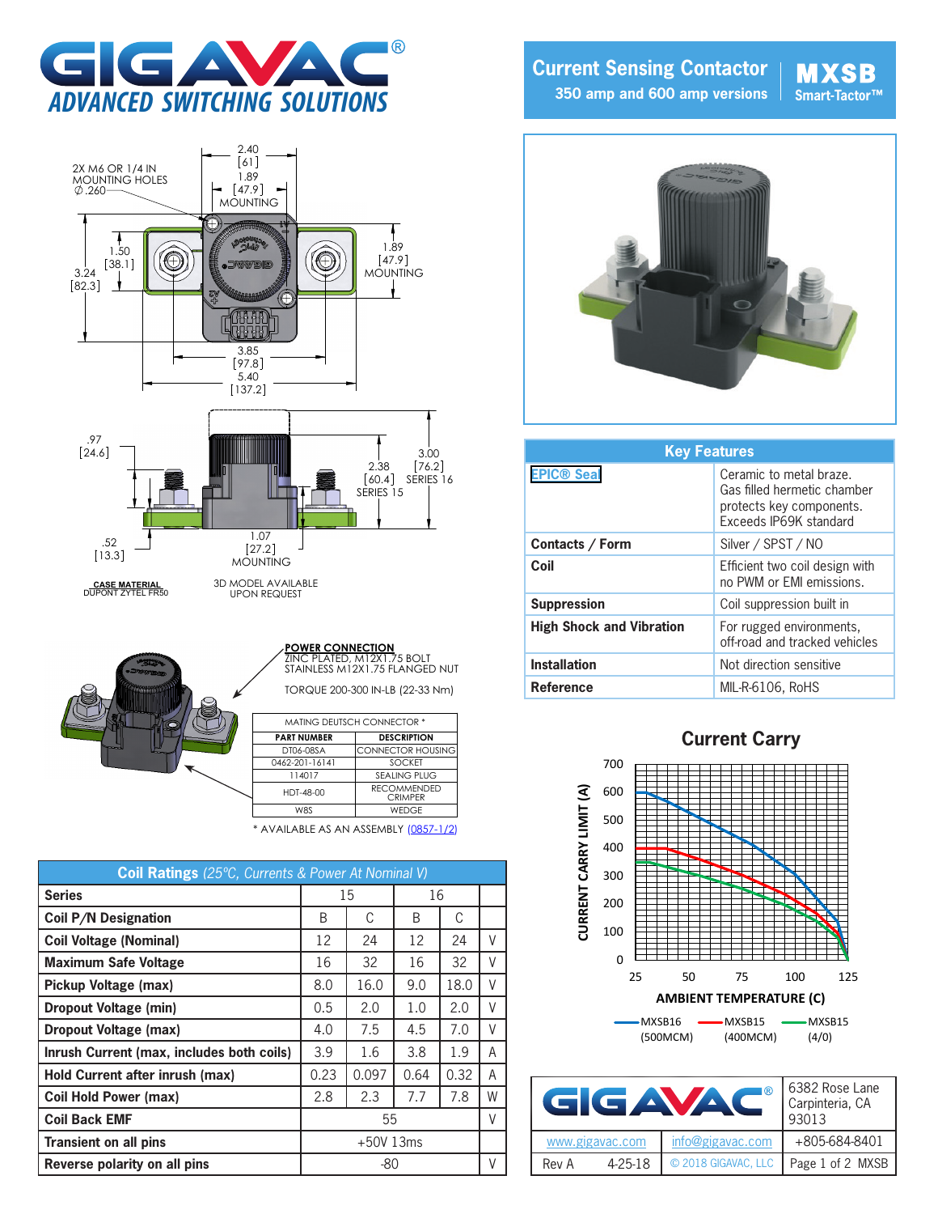# GIGAVAC® ADVANCED SWITCHING SOLUTIONS

## Current Sensing Contactor
**350 amp and 600 amp versions**

**MXSB** Smart-Tactor™

2X M6 OR 1/4 IN MOUNTING HOLES Ø.260

2.40 [61]
1.89 [47.9] MOUNTING
1.50 [38.1]
3.24 [82.3]
1.89 [47.9] MOUNTING
3.85 [97.8]
5.40 [137.2]

.97 [24.6]
2.38 [60.4] SERIES 15
3.00 [76.2] SERIES 16
.52 [13.3]
1.07 [27.2] MOUNTING

**CASE MATERIAL**
DUPONT ZYTEL FR50

3D MODEL AVAILABLE UPON REQUEST

**POWER CONNECTION**
ZINC PLATED, M12X1.75 BOLT
STAINLESS M12X1.75 FLANGED NUT

TORQUE 200-300 IN-LB (22-33 Nm)

| MATING DEUTSCH CONNECTOR * | |
|---|---|
| **PART NUMBER** | **DESCRIPTION** |
| DT06-08SA | CONNECTOR HOUSING |
| 0462-201-16141 | SOCKET |
| 114017 | SEALING PLUG |
| HDT-48-00 | RECOMMENDED CRIMPER |
| W8S | WEDGE |

* AVAILABLE AS AN ASSEMBLY (0857-1/2)

## Key Features

| | |
|---|---|
| **EPIC® Seal** | Ceramic to metal braze. Gas filled chamber protects key components. Exceeds IP69K standard |
| **Contacts / Form** | Silver / SPST / NO |
| **Coil** | Efficient two coil design with no PWM or EMI emissions. |
| **Suppression** | Coil suppression built in |
| **High Shock and Vibration** | For rugged environments, off-road and tracked vehicles |
| **Installation** | Not direction sensitive |
| **Reference** | MIL-R-6106, RoHS |

## Current Carry

CURRENT CARRY LIMIT (A) vs AMBIENT TEMPERATURE (C)

Legend: MXSB16 (500MCM), MXSB15 (400MCM), MXSB15 (4/0)

## Coil Ratings *(25°C, Currents & Power At Nominal V)*

| **Series** | 15 | | 16 | | |
|---|---|---|---|---|---|
| **Coil P/N Designation** | B | C | B | C | |
| **Coil Voltage (Nominal)** | 12 | 24 | 12 | 24 | V |
| **Maximum Safe Voltage** | 16 | 32 | 16 | 32 | V |
| **Pickup Voltage (max)** | 8.0 | 16.0 | 9.0 | 18.0 | V |
| **Dropout Voltage (min)** | 0.5 | 2.0 | 1.0 | 2.0 | V |
| **Dropout Voltage (max)** | 4.0 | 7.5 | 4.5 | 7.0 | V |
| **Inrush Current (max, includes both coils)** | 3.9 | 1.6 | 3.8 | 1.9 | A |
| **Hold Current after inrush (max)** | 0.23 | 0.097 | 0.64 | 0.32 | A |
| **Coil Hold Power (max)** | 2.8 | 2.3 | 7.7 | 7.8 | W |
| **Coil Back EMF** | 55 | | | | V |
| **Transient on all pins** | +50V 13ms | | | | |
| **Reverse polarity on all pins** | -80 | | | | V |

| GIGAVAC® | 6382 Rose Lane Carpinteria, CA 93013 |
|---|---|
| www.gigavac.com / info@gigavac.com | +805-684-8401 |
| Rev A 4-25-18 / © 2018 GIGAVAC, LLC | Page 1 of 2 MXSB |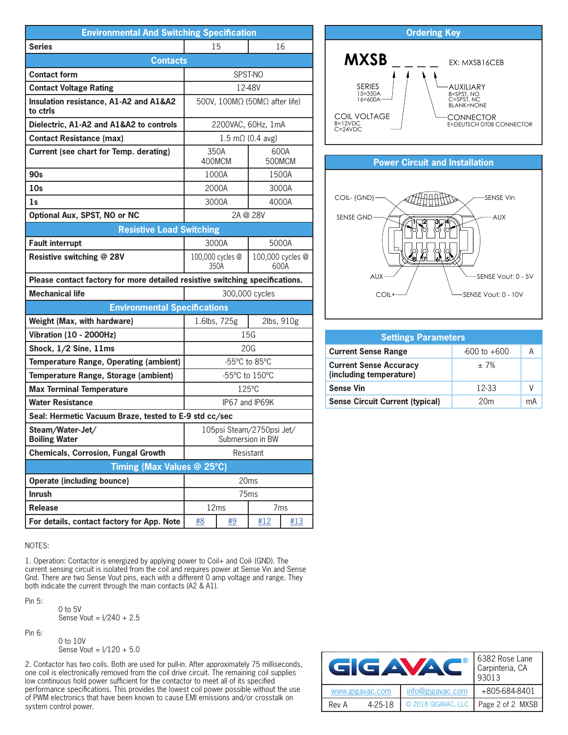## Environmental And Switching Specification

| Series | 15 | | 16 | |
|---|---|---|---|---|
| **Contacts** | | | | |
| Contact form | SPST-NO | | | |
| Contact Voltage Rating | 12-48V | | | |
| Insulation resistance, A1-A2 and A1&A2 to ctrls | 500V, 100MΩ (50MΩ after life) | | | |
| Dielectric, A1-A2 and A1&A2 to controls | 2200VAC, 60Hz, 1mA | | | |
| Contact Resistance (max) | 1.5 mΩ (0.4 avg) | | | |
| Current (see chart for Temp. derating) | 350A 400MCM | | 600A 500MCM | |
| 90s | 1000A | | 1500A | |
| 10s | 2000A | | 3000A | |
| 1s | 3000A | | 4000A | |
| Optional Aux, SPST, NO or NC | 2A @ 28V | | | |
| **Resistive Load Switching** | | | | |
| Fault interrupt | 3000A | | 5000A | |
| Resistive switching @ 28V | 100,000 cycles @ 350A | | 100,000 cycles @ 600A | |
| Please contact factory for more detailed resistive switching specifications. | | | | |
| Mechanical life | 300,000 cycles | | | |
| **Environmental Specifications** | | | | |
| Weight (Max, with hardware) | 1.6lbs, 725g | | 2lbs, 910g | |
| Vibration (10 - 2000Hz) | 15G | | | |
| Shock, 1/2 Sine, 11ms | 20G | | | |
| Temperature Range, Operating (ambient) | -55°C to 85°C | | | |
| Temperature Range, Storage (ambient) | -55°C to 150°C | | | |
| Max Terminal Temperature | 125°C | | | |
| Water Resistance | IP67 and IP69K | | | |
| Seal: Hermetic Vacuum Braze, tested to E-9 std cc/sec | | | | |
| Steam/Water-Jet/ Boiling Water | 105psi Steam/2750psi Jet/ Submersion in BW | | | |
| Chemicals, Corrosion, Fungal Growth | Resistant | | | |
| **Timing (Max Values @ 25°C)** | | | | |
| Operate (including bounce) | 20ms | | | |
| Inrush | 75ms | | | |
| Release | 12ms | | 7ms | |
| For details, contact factory for App. Note | #8 | #9 | #12 | #13 |

## Ordering Key

MXSB _ _ _ _   EX: MXSB16CEB

SERIES
15=350A
16=600A

COIL VOLTAGE
B=12VDC
C=24VDC

AUXILIARY
B=SPST, NO
C=SPST, NC
BLANK=NONE

CONNECTOR
E=DEUTSCH DT08 CONNECTOR

## Power Circuit and Installation

COIL- (GND)
SENSE GND
AUX
COIL+
SENSE Vin
AUX
SENSE Vout: 0 - 5V
SENSE Vout: 0 - 10V
1 2 3 4 8 7 6 5

## Settings Parameters

| | | |
|---|---|---|
| Current Sense Range | -600 to +600 | A |
| Current Sense Accuracy (including temperature) | ± 7% | |
| Sense Vin | 12-33 | V |
| Sense Circuit Current (typical) | 20m | mA |

NOTES:

1. Operation: Contactor is energized by applying power to Coil+ and Coil- (GND). The current sensing circuit is isolated from the coil and requires power at Sense Vin and Sense Gnd. There are two Sense Vout pins, each with a different 0 amp voltage and range. They both indicate the current through the main contacts (A2 & A1).

Pin 5:
0 to 5V
Sense Vout = I/240 + 2.5

Pin 6:
0 to 10V
Sense Vout = I/120 + 5.0

2. Contactor has two coils. Both are used for pull-in. After approximately 75 milliseconds, one coil is electronically removed from the coil drive circuit. The remaining coil supplies low continuous hold power sufficient for the contactor to meet all of its specified performance specifications. This provides the lowest coil power possible without the use of PWM electronics that have been known to cause EMI emissions and/or crosstalk on system control power.

| GIGAVAC® | | 6382 Rose Lane Carpinteria, CA 93013 |
|---|---|---|
| www.gigavac.com | info@gigavac.com | +805-684-8401 |
| Rev A 4-25-18 | © 2018 GIGAVAC, LLC | MXSB |